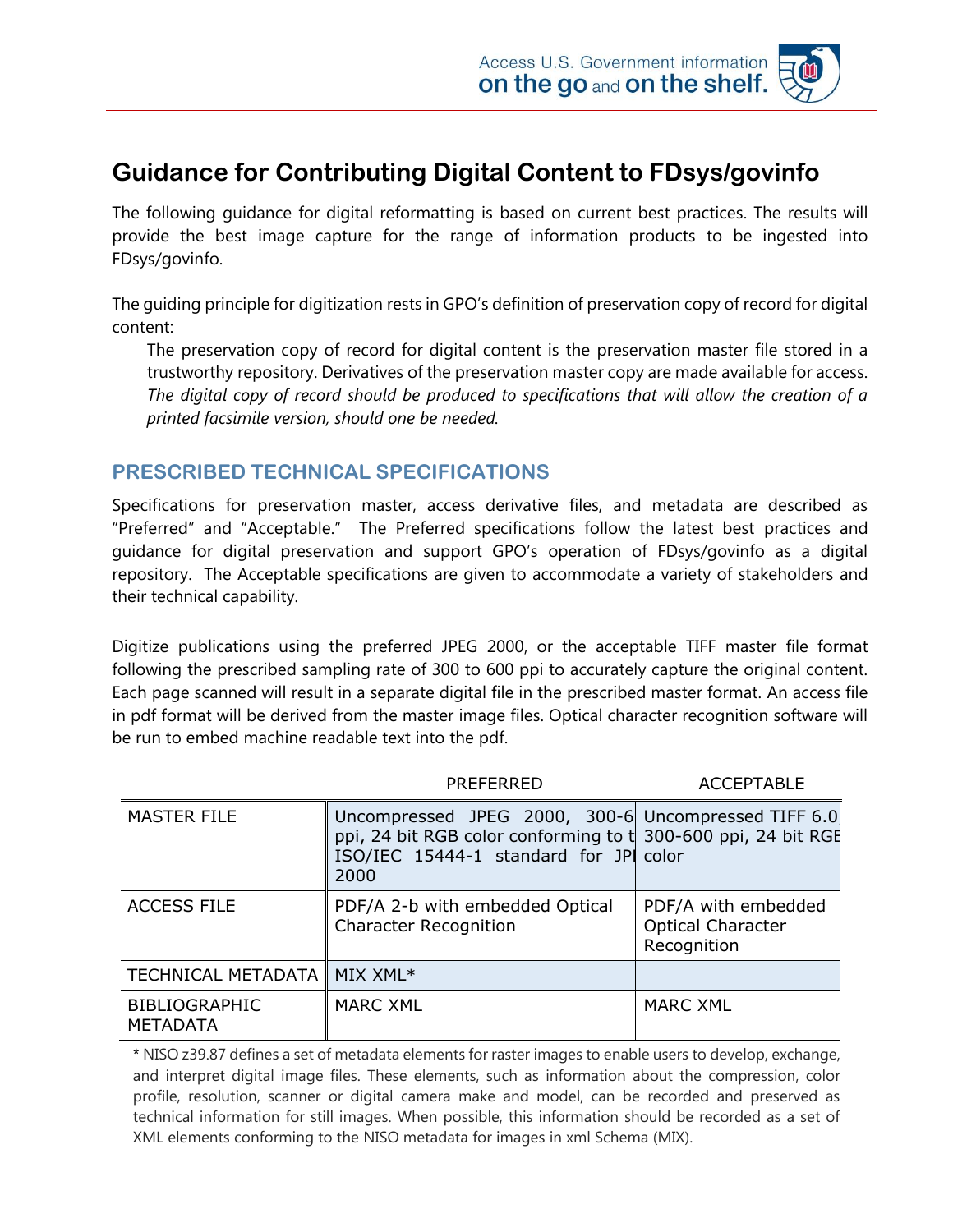# Guidance for Contributing Digital Content to FDsys/govinfo

The following guidance for digital reformatting is based on current best practices. The results will provide the best image capture for the range of information products to be ingested into FDsys/govinfo.

The guiding principle for digitization rests in GPO's definition of preservation copy of record for digital content:

> The preservation copy of record for digital content is the preservation master file stored in a trustworthy repository. Derivatives of the preservation master copy are made available for access. *The digital copy of record should be produced to specifications that will allow the creation of a printed facsimile version, should one be needed.*

## PRESCRIBED TECHNICAL SPECIFICATIONS

Specifications for preservation master, access derivative files, and metadata are described as "Preferred" and "Acceptable." The Preferred specifications follow the latest best practices and guidance for digital preservation and support GPO's operation of FDsys/govinfo as a digital repository. The Acceptable specifications are given to accommodate a variety of stakeholders and their technical capability.

Digitize publications using the preferred JPEG 2000, or the acceptable TIFF master file format following the prescribed sampling rate of 300 to 600 ppi to accurately capture the original content. Each page scanned will result in a separate digital file in the prescribed master format. An access file in pdf format will be derived from the master image files. Optical character recognition software will be run to embed machine readable text into the pdf.

| | PREFERRED | ACCEPTABLE |
|---|---|---|
| MASTER FILE | Uncompressed JPEG 2000, 300-6 ppi, 24 bit RGB color conforming to t ISO/IEC 15444-1 standard for JPI 2000 | Uncompressed TIFF 6.0 300-600 ppi, 24 bit RGB color |
| ACCESS FILE | PDF/A 2-b with embedded Optical Character Recognition | PDF/A with embedded Optical Character Recognition |
| TECHNICAL METADATA | MIX XML* | |
| BIBLIOGRAPHIC METADATA | MARC XML | MARC XML |

\* NISO z39.87 defines a set of metadata elements for raster images to enable users to develop, exchange, and interpret digital image files. These elements, such as information about the compression, color profile, resolution, scanner or digital camera make and model, can be recorded and preserved as technical information for still images. When possible, this information should be recorded as a set of XML elements conforming to the NISO metadata for images in xml Schema (MIX).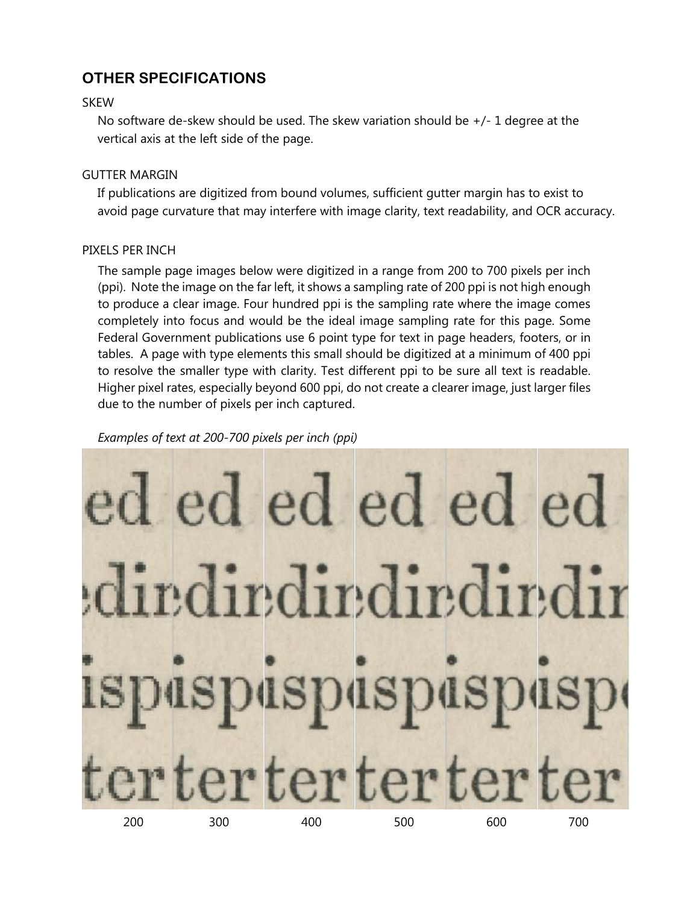## OTHER SPECIFICATIONS

### SKEW

No software de-skew should be used. The skew variation should be +/- 1 degree at the vertical axis at the left side of the page.

### GUTTER MARGIN

If publications are digitized from bound volumes, sufficient gutter margin has to exist to avoid page curvature that may interfere with image clarity, text readability, and OCR accuracy.

### PIXELS PER INCH

The sample page images below were digitized in a range from 200 to 700 pixels per inch (ppi). Note the image on the far left, it shows a sampling rate of 200 ppi is not high enough to produce a clear image. Four hundred ppi is the sampling rate where the image comes completely into focus and would be the ideal image sampling rate for this page. Some Federal Government publications use 6 point type for text in page headers, footers, or in tables. A page with type elements this small should be digitized at a minimum of 400 ppi to resolve the smaller type with clarity. Test different ppi to be sure all text is readable. Higher pixel rates, especially beyond 600 ppi, do not create a clearer image, just larger files due to the number of pixels per inch captured.

*Examples of text at 200-700 pixels per inch (ppi)*

200 300 400 500 600 700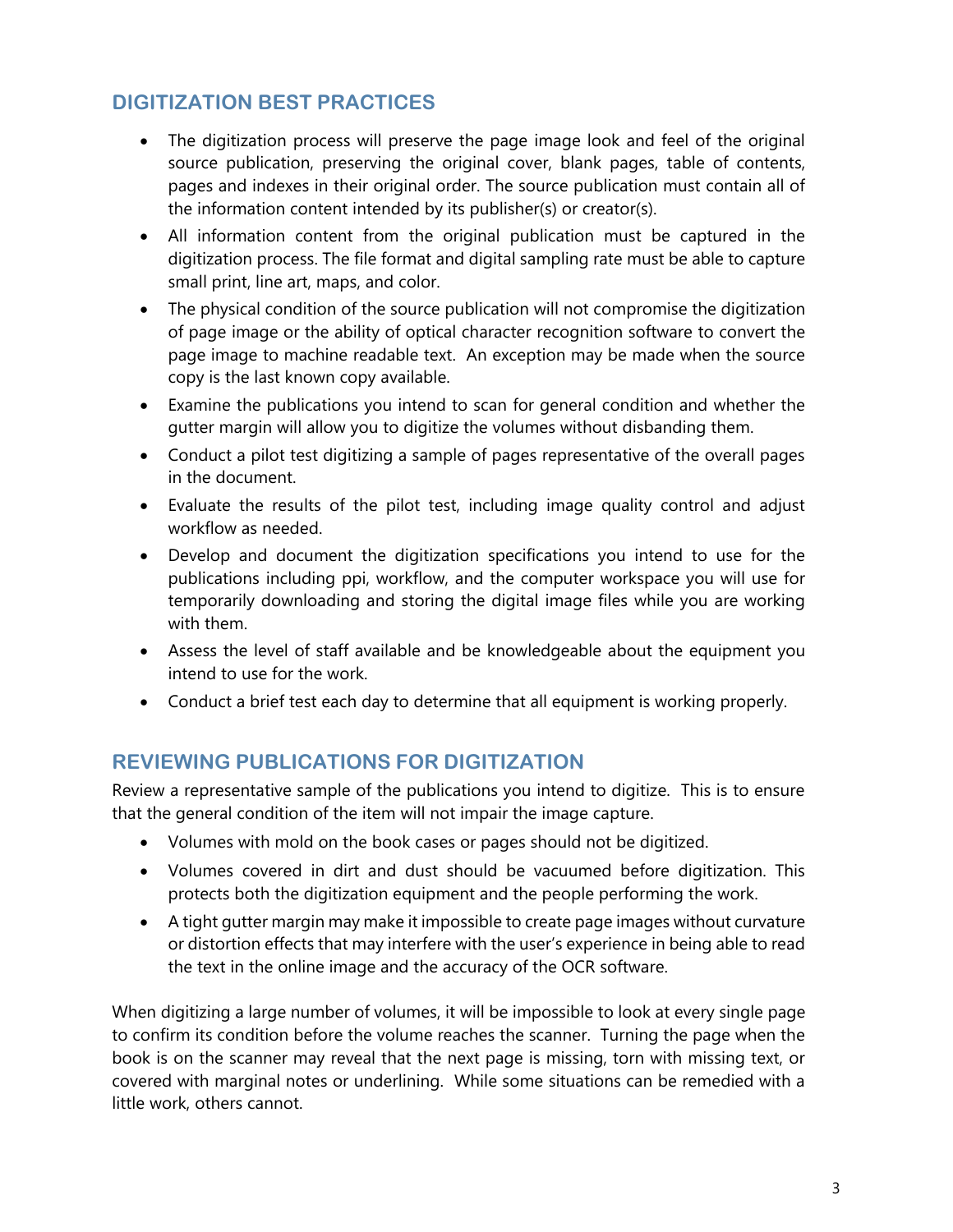## DIGITIZATION BEST PRACTICES

- The digitization process will preserve the page image look and feel of the original source publication, preserving the original cover, blank pages, table of contents, pages and indexes in their original order. The source publication must contain all of the information content intended by its publisher(s) or creator(s).
- All information content from the original publication must be captured in the digitization process. The file format and digital sampling rate must be able to capture small print, line art, maps, and color.
- The physical condition of the source publication will not compromise the digitization of page image or the ability of optical character recognition software to convert the page image to machine readable text. An exception may be made when the source copy is the last known copy available.
- Examine the publications you intend to scan for general condition and whether the gutter margin will allow you to digitize the volumes without disbanding them.
- Conduct a pilot test digitizing a sample of pages representative of the overall pages in the document.
- Evaluate the results of the pilot test, including image quality control and adjust workflow as needed.
- Develop and document the digitization specifications you intend to use for the publications including ppi, workflow, and the computer workspace you will use for temporarily downloading and storing the digital image files while you are working with them.
- Assess the level of staff available and be knowledgeable about the equipment you intend to use for the work.
- Conduct a brief test each day to determine that all equipment is working properly.

## REVIEWING PUBLICATIONS FOR DIGITIZATION

Review a representative sample of the publications you intend to digitize. This is to ensure that the general condition of the item will not impair the image capture.

- Volumes with mold on the book cases or pages should not be digitized.
- Volumes covered in dirt and dust should be vacuumed before digitization. This protects both the digitization equipment and the people performing the work.
- A tight gutter margin may make it impossible to create page images without curvature or distortion effects that may interfere with the user's experience in being able to read the text in the online image and the accuracy of the OCR software.

When digitizing a large number of volumes, it will be impossible to look at every single page to confirm its condition before the volume reaches the scanner. Turning the page when the book is on the scanner may reveal that the next page is missing, torn with missing text, or covered with marginal notes or underlining. While some situations can be remedied with a little work, others cannot.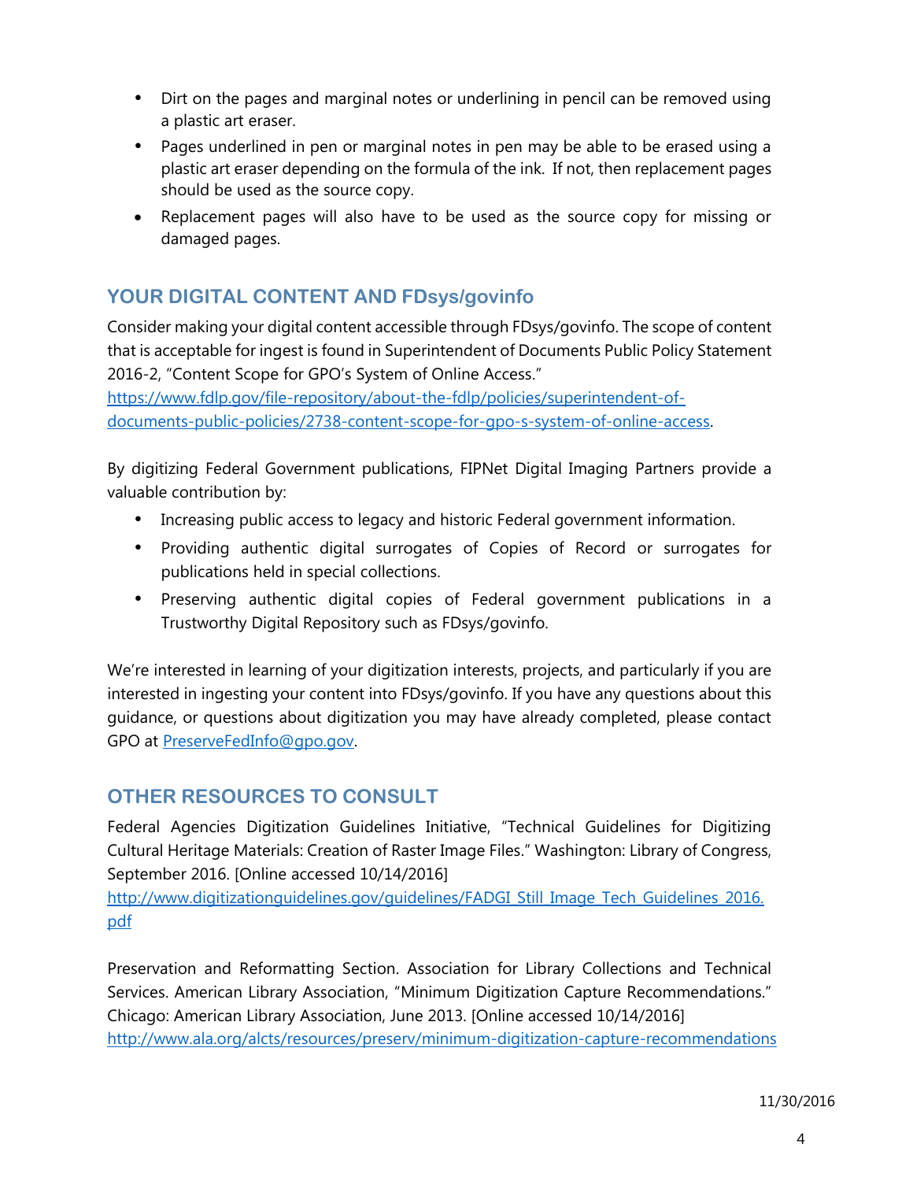- Dirt on the pages and marginal notes or underlining in pencil can be removed using a plastic art eraser.
- Pages underlined in pen or marginal notes in pen may be able to be erased using a plastic art eraser depending on the formula of the ink. If not, then replacement pages should be used as the source copy.
- Replacement pages will also have to be used as the source copy for missing or damaged pages.

## YOUR DIGITAL CONTENT AND FDsys/govinfo

Consider making your digital content accessible through FDsys/govinfo. The scope of content that is acceptable for ingest is found in Superintendent of Documents Public Policy Statement 2016-2, "Content Scope for GPO's System of Online Access." https://www.fdlp.gov/file-repository/about-the-fdlp/policies/superintendent-of-documents-public-policies/2738-content-scope-for-gpo-s-system-of-online-access.

By digitizing Federal Government publications, FIPNet Digital Imaging Partners provide a valuable contribution by:

- Increasing public access to legacy and historic Federal government information.
- Providing authentic digital surrogates of Copies of Record or surrogates for publications held in special collections.
- Preserving authentic digital copies of Federal government publications in a Trustworthy Digital Repository such as FDsys/govinfo.

We're interested in learning of your digitization interests, projects, and particularly if you are interested in ingesting your content into FDsys/govinfo. If you have any questions about this guidance, or questions about digitization you may have already completed, please contact GPO at PreserveFedInfo@gpo.gov.

## OTHER RESOURCES TO CONSULT

Federal Agencies Digitization Guidelines Initiative, "Technical Guidelines for Digitizing Cultural Heritage Materials: Creation of Raster Image Files." Washington: Library of Congress, September 2016. [Online accessed 10/14/2016] http://www.digitizationguidelines.gov/guidelines/FADGI_Still_Image_Tech_Guidelines_2016.pdf

Preservation and Reformatting Section. Association for Library Collections and Technical Services. American Library Association, "Minimum Digitization Capture Recommendations." Chicago: American Library Association, June 2013. [Online accessed 10/14/2016] http://www.ala.org/alcts/resources/preserv/minimum-digitization-capture-recommendations

11/30/2016